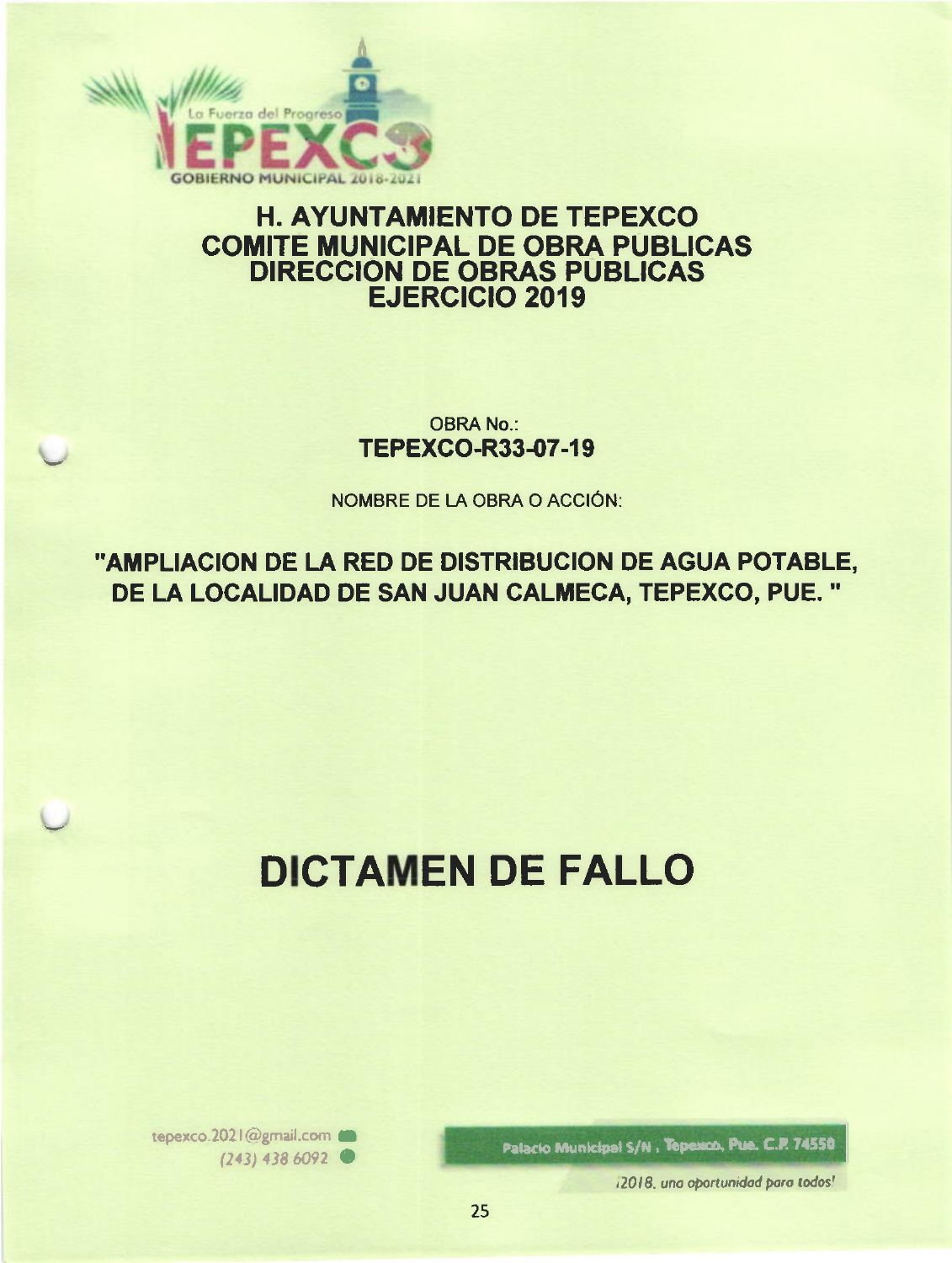La Fuerza del Progreso
TEPEXCO
GOBIERNO MUNICIPAL 2018-2021

# H. AYUNTAMIENTO DE TEPEXCO
## COMITE MUNICIPAL DE OBRA PUBLICAS
## DIRECCION DE OBRAS PUBLICAS
## EJERCICIO 2019

OBRA No.:

**TEPEXCO-R33-07-19**

NOMBRE DE LA OBRA O ACCIÓN:

**"AMPLIACION DE LA RED DE DISTRIBUCION DE AGUA POTABLE, DE LA LOCALIDAD DE SAN JUAN CALMECA, TEPEXCO, PUE. "**

# DICTAMEN DE FALLO

tepexco.2021@gmail.com
(243) 438 6092

Palacio Municipal S/N , Tepexco, Pue. C.P. 74550

¡2018, una oportunidad para todos!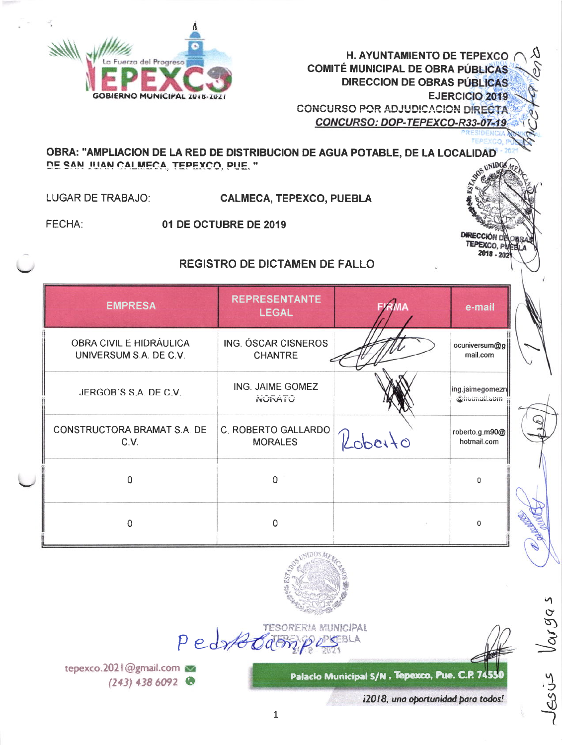**H. AYUNTAMIENTO DE TEPEXCO**
**COMITÉ MUNICIPAL DE OBRA PÚBLICAS**
**DIRECCION DE OBRAS PÚBLICAS**
**EJERCICIO 2019**
**CONCURSO POR ADJUDICACION DIRECTA**
***CONCURSO: DOP-TEPEXCO-R33-07-19***

**OBRA: "AMPLIACION DE LA RED DE DISTRIBUCION DE AGUA POTABLE, DE LA LOCALIDAD DE SAN JUAN CALMECA, TEPEXCO, PUE. "**

LUGAR DE TRABAJO: **CALMECA, TEPEXCO, PUEBLA**

FECHA: **01 DE OCTUBRE DE 2019**

## REGISTRO DE DICTAMEN DE FALLO

| EMPRESA | REPRESENTANTE LEGAL | FIRMA | e-mail |
|---|---|---|---|
| OBRA CIVIL E HIDRÁULICA UNIVERSUM S.A. DE C.V. | ING. ÓSCAR CISNEROS CHANTRE | | ocuniversum@gmail.com |
| JERGOB'S S.A. DE C.V. | ING. JAIME GOMEZ NORATO | | ing.jaimegomezn@hotmail.com |
| CONSTRUCTORA BRAMAT S.A. DE C.V. | C. ROBERTO GALLARDO MORALES | Roberto | roberto.g.m90@hotmail.com |
| 0 | 0 | | 0 |
| 0 | 0 | | 0 |

Pedro Campos

Jesús Vargas

TESORERIA MUNICIPAL TEPEXCO, PUEBLA 2018 - 2021

tepexco.2021@gmail.com
(243) 438 6092

Palacio Municipal S/N , Tepexco, Pue. C.P. 74550

*¡2018, una oportunidad para todos!*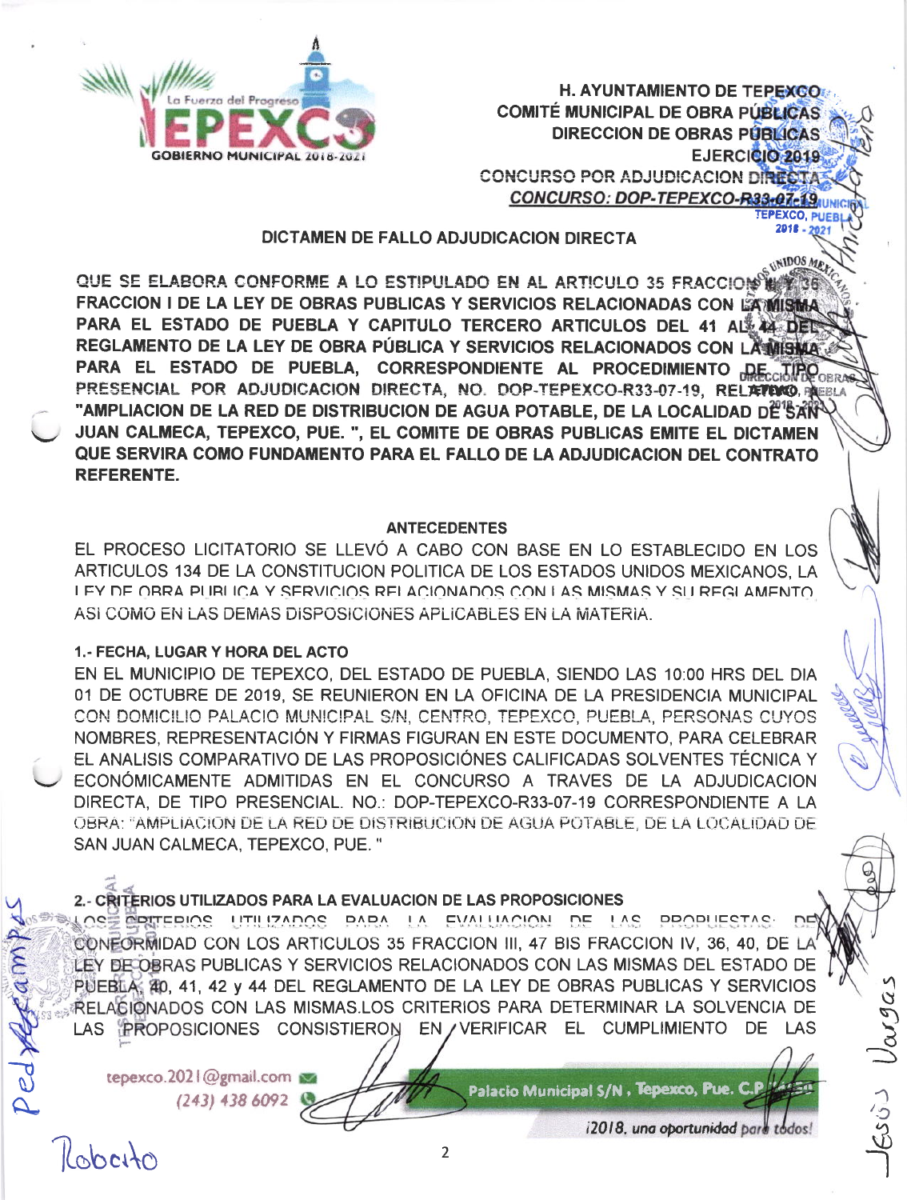**H. AYUNTAMIENTO DE TEPEXCO**
**COMITÉ MUNICIPAL DE OBRA PÚBLICAS**
**DIRECCION DE OBRAS PÚBLICAS**
**EJERCICIO 2019**
**CONCURSO POR ADJUDICACION DIRECTA**
***CONCURSO: DOP-TEPEXCO-R33-07-19***

## DICTAMEN DE FALLO ADJUDICACION DIRECTA

**QUE SE ELABORA CONFORME A LO ESTIPULADO EN AL ARTICULO 35 FRACCION III Y 36 FRACCION I DE LA LEY DE OBRAS PUBLICAS Y SERVICIOS RELACIONADAS CON LA MISMA PARA EL ESTADO DE PUEBLA Y CAPITULO TERCERO ARTICULOS DEL 41 AL 44 DEL REGLAMENTO DE LA LEY DE OBRA PÚBLICA Y SERVICIOS RELACIONADOS CON LA MISMA PARA EL ESTADO DE PUEBLA, CORRESPONDIENTE AL PROCEDIMIENTO DE TIPO PRESENCIAL POR ADJUDICACION DIRECTA, NO. DOP-TEPEXCO-R33-07-19, RELATIVO, "AMPLIACION DE LA RED DE DISTRIBUCION DE AGUA POTABLE, DE LA LOCALIDAD DE SAN JUAN CALMECA, TEPEXCO, PUE. ", EL COMITE DE OBRAS PUBLICAS EMITE EL DICTAMEN QUE SERVIRA COMO FUNDAMENTO PARA EL FALLO DE LA ADJUDICACION DEL CONTRATO REFERENTE.**

### ANTECEDENTES

EL PROCESO LICITATORIO SE LLEVÓ A CABO CON BASE EN LO ESTABLECIDO EN LOS ARTICULOS 134 DE LA CONSTITUCION POLITICA DE LOS ESTADOS UNIDOS MEXICANOS, LA LEY DE OBRA PUBLICA Y SERVICIOS RELACIONADOS CON LAS MISMAS Y SU REGLAMENTO, ASI COMO EN LAS DEMAS DISPOSICIONES APLICABLES EN LA MATERIA.

**1.- FECHA, LUGAR Y HORA DEL ACTO**

EN EL MUNICIPIO DE TEPEXCO, DEL ESTADO DE PUEBLA, SIENDO LAS 10:00 HRS DEL DIA 01 DE OCTUBRE DE 2019, SE REUNIERON EN LA OFICINA DE LA PRESIDENCIA MUNICIPAL CON DOMICILIO PALACIO MUNICIPAL S/N, CENTRO, TEPEXCO, PUEBLA, PERSONAS CUYOS NOMBRES, REPRESENTACIÓN Y FIRMAS FIGURAN EN ESTE DOCUMENTO, PARA CELEBRAR EL ANALISIS COMPARATIVO DE LAS PROPOSICIÓNES CALIFICADAS SOLVENTES TÉCNICA Y ECONÓMICAMENTE ADMITIDAS EN EL CONCURSO A TRAVES DE LA ADJUDICACION DIRECTA, DE TIPO PRESENCIAL. NO.: DOP-TEPEXCO-R33-07-19 CORRESPONDIENTE A LA OBRA: "AMPLIACION DE LA RED DE DISTRIBUCION DE AGUA POTABLE, DE LA LOCALIDAD DE SAN JUAN CALMECA, TEPEXCO, PUE. "

**2.- CRITERIOS UTILIZADOS PARA LA EVALUACION DE LAS PROPOSICIONES**

LOS CRITERIOS UTILIZADOS PARA LA EVALUACION DE LAS PROPUESTAS: DE CONFORMIDAD CON LOS ARTICULOS 35 FRACCION III, 47 BIS FRACCION IV, 36, 40, DE LA LEY DE OBRAS PUBLICAS Y SERVICIOS RELACIONADOS CON LAS MISMAS DEL ESTADO DE PUEBLA. 40, 41, 42 y 44 DEL REGLAMENTO DE LA LEY DE OBRAS PUBLICAS Y SERVICIOS RELACIONADOS CON LAS MISMAS.LOS CRITERIOS PARA DETERMINAR LA SOLVENCIA DE LAS PROPOSICIONES CONSISTIERON EN VERIFICAR EL CUMPLIMIENTO DE LAS

tepexco.2021@gmail.com
(243) 438 6092
Palacio Municipal S/N, Tepexco, Pue. C.P.
¡2018, una oportunidad para todos!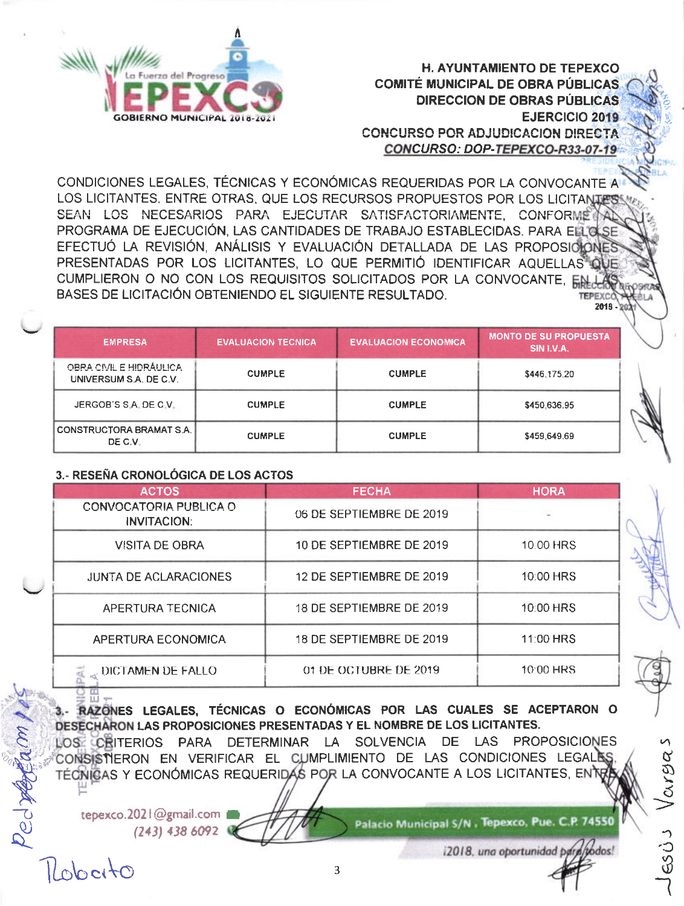H. AYUNTAMIENTO DE TEPEXCO
COMITÉ MUNICIPAL DE OBRA PÚBLICAS
DIRECCION DE OBRAS PÚBLICAS
EJERCICIO 2019
CONCURSO POR ADJUDICACION DIRECTA
***CONCURSO: DOP-TEPEXCO-R33-07-19***

CONDICIONES LEGALES, TÉCNICAS Y ECONÓMICAS REQUERIDAS POR LA CONVOCANTE A LOS LICITANTES, ENTRE OTRAS, QUE LOS RECURSOS PROPUESTOS POR LOS LICITANTES SEAN LOS NECESARIOS PARA EJECUTAR SATISFACTORIAMENTE, CONFORME AL PROGRAMA DE EJECUCIÓN, LAS CANTIDADES DE TRABAJO ESTABLECIDAS. PARA ELLO SE EFECTUÓ LA REVISIÓN, ANÁLISIS Y EVALUACIÓN DETALLADA DE LAS PROPOSICIONES PRESENTADAS POR LOS LICITANTES, LO QUE PERMITIÓ IDENTIFICAR AQUELLAS QUE CUMPLIERON O NO CON LOS REQUISITOS SOLICITADOS POR LA CONVOCANTE, EN LAS BASES DE LICITACIÓN OBTENIENDO EL SIGUIENTE RESULTADO.

| EMPRESA | EVALUACION TECNICA | EVALUACION ECONOMICA | MONTO DE SU PROPUESTA SIN I.V.A. |
|---|---|---|---|
| OBRA CIVIL E HIDRÁULICA UNIVERSUM S.A. DE C.V. | CUMPLE | CUMPLE | $446,175.20 |
| JERGOB'S S.A. DE C.V. | CUMPLE | CUMPLE | $450,636.95 |
| CONSTRUCTORA BRAMAT S.A. DE C.V. | CUMPLE | CUMPLE | $459,649.69 |

**3.- RESEÑA CRONOLÓGICA DE LOS ACTOS**

| ACTOS | FECHA | HORA |
|---|---|---|
| CONVOCATORIA PUBLICA O INVITACION: | 06 DE SEPTIEMBRE DE 2019 | - |
| VISITA DE OBRA | 10 DE SEPTIEMBRE DE 2019 | 10:00 HRS |
| JUNTA DE ACLARACIONES | 12 DE SEPTIEMBRE DE 2019 | 10:00 HRS |
| APERTURA TECNICA | 18 DE SEPTIEMBRE DE 2019 | 10:00 HRS |
| APERTURA ECONOMICA | 18 DE SEPTIEMBRE DE 2019 | 11:00 HRS |
| DICTAMEN DE FALLO | 01 DE OCTUBRE DE 2019 | 10:00 HRS |

**3.- RAZONES LEGALES, TÉCNICAS O ECONÓMICAS POR LAS CUALES SE ACEPTARON O DESECHARON LAS PROPOSICIONES PRESENTADAS Y EL NOMBRE DE LOS LICITANTES.**

LOS CRITERIOS PARA DETERMINAR LA SOLVENCIA DE LAS PROPOSICIONES CONSISTIERON EN VERIFICAR EL CUMPLIMIENTO DE LAS CONDICIONES LEGALES, TÉCNICAS Y ECONÓMICAS REQUERIDAS POR LA CONVOCANTE A LOS LICITANTES, ENTRE

tepexco.2021@gmail.com
(243) 438 6092

Palacio Municipal S/N , Tepexco, Pue. C.P. 74550
¡2018, una oportunidad para todos!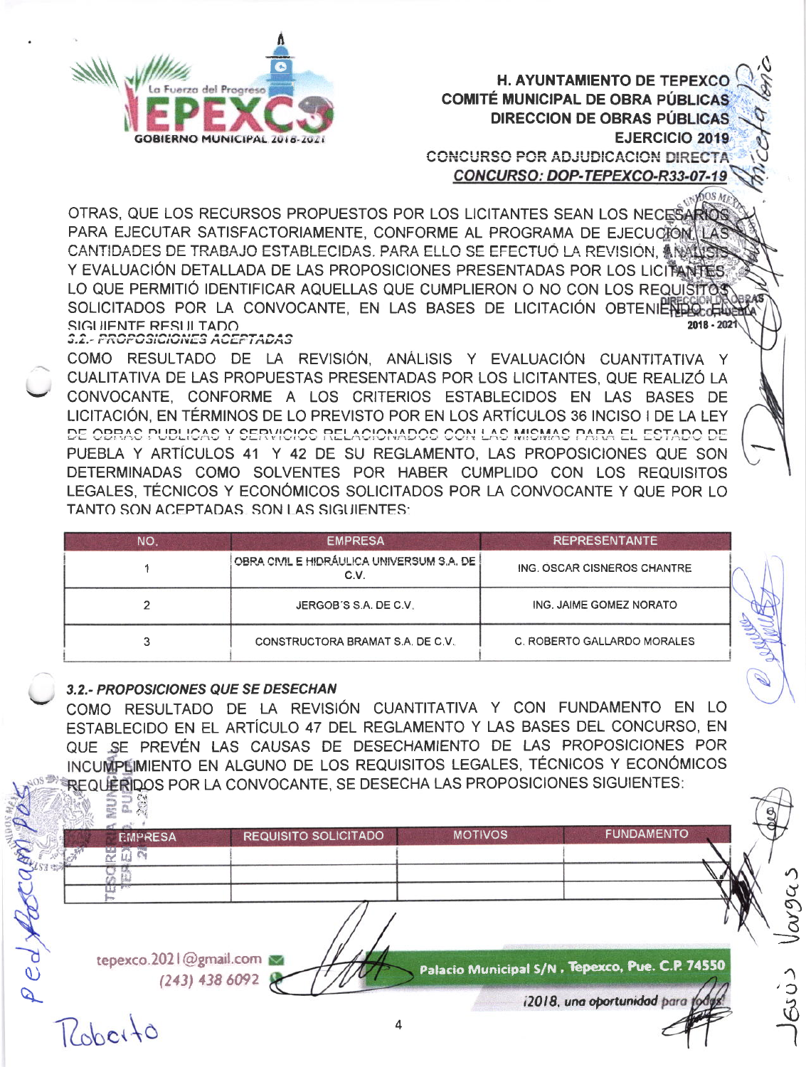H. AYUNTAMIENTO DE TEPEXCO
COMITÉ MUNICIPAL DE OBRA PÚBLICAS
DIRECCION DE OBRAS PÚBLICAS
EJERCICIO 2019
CONCURSO POR ADJUDICACION DIRECTA
**CONCURSO: DOP-TEPEXCO-R33-07-19**

OTRAS, QUE LOS RECURSOS PROPUESTOS POR LOS LICITANTES SEAN LOS NECESARIOS PARA EJECUTAR SATISFACTORIAMENTE, CONFORME AL PROGRAMA DE EJECUCIÓN, LAS CANTIDADES DE TRABAJO ESTABLECIDAS. PARA ELLO SE EFECTUÓ LA REVISIÓN, ANÁLISIS Y EVALUACIÓN DETALLADA DE LAS PROPOSICIONES PRESENTADAS POR LOS LICITANTES LO QUE PERMITIÓ IDENTIFICAR AQUELLAS QUE CUMPLIERON O NO CON LOS REQUISITOS SOLICITADOS POR LA CONVOCANTE, EN LAS BASES DE LICITACIÓN OBTENIENDO EL SIGUIENTE RESULTADO

### 3.2.- PROPOSICIONES ACEPTADAS

COMO RESULTADO DE LA REVISIÓN, ANÁLISIS Y EVALUACIÓN CUANTITATIVA Y CUALITATIVA DE LAS PROPUESTAS PRESENTADAS POR LOS LICITANTES, QUE REALIZÓ LA CONVOCANTE, CONFORME A LOS CRITERIOS ESTABLECIDOS EN LAS BASES DE LICITACIÓN, EN TÉRMINOS DE LO PREVISTO POR EN LOS ARTÍCULOS 36 INCISO I DE LA LEY DE OBRAS PUBLICAS Y SERVICIOS RELACIONADOS CON LAS MISMAS PARA EL ESTADO DE PUEBLA Y ARTÍCULOS 41 Y 42 DE SU REGLAMENTO, LAS PROPOSICIONES QUE SON DETERMINADAS COMO SOLVENTES POR HABER CUMPLIDO CON LOS REQUISITOS LEGALES, TÉCNICOS Y ECONÓMICOS SOLICITADOS POR LA CONVOCANTE Y QUE POR LO TANTO SON ACEPTADAS SON LAS SIGUIENTES:

| NO. | EMPRESA | REPRESENTANTE |
|---|---|---|
| 1 | OBRA CIVIL E HIDRÁULICA UNIVERSUM S.A. DE C.V. | ING. OSCAR CISNEROS CHANTRE |
| 2 | JERGOB'S S.A. DE C.V. | ING. JAIME GOMEZ NORATO |
| 3 | CONSTRUCTORA BRAMAT S.A. DE C.V. | C. ROBERTO GALLARDO MORALES |

### *3.2.- PROPOSICIONES QUE SE DESECHAN*

COMO RESULTADO DE LA REVISIÓN CUANTITATIVA Y CON FUNDAMENTO EN LO ESTABLECIDO EN EL ARTÍCULO 47 DEL REGLAMENTO Y LAS BASES DEL CONCURSO, EN QUE SE PREVÉN LAS CAUSAS DE DESECHAMIENTO DE LAS PROPOSICIONES POR INCUMPLIMIENTO EN ALGUNO DE LOS REQUISITOS LEGALES, TÉCNICOS Y ECONÓMICOS REQUERIDOS POR LA CONVOCANTE, SE DESECHA LAS PROPOSICIONES SIGUIENTES:

| EMPRESA | REQUISITO SOLICITADO | MOTIVOS | FUNDAMENTO |
|---|---|---|---|
| | | | |
| | | | |
| | | | |

tepexco.2021@gmail.com
(243) 438 6092
Palacio Municipal S/N, Tepexco, Pue. C.P. 74550
¡2018, una oportunidad para todos!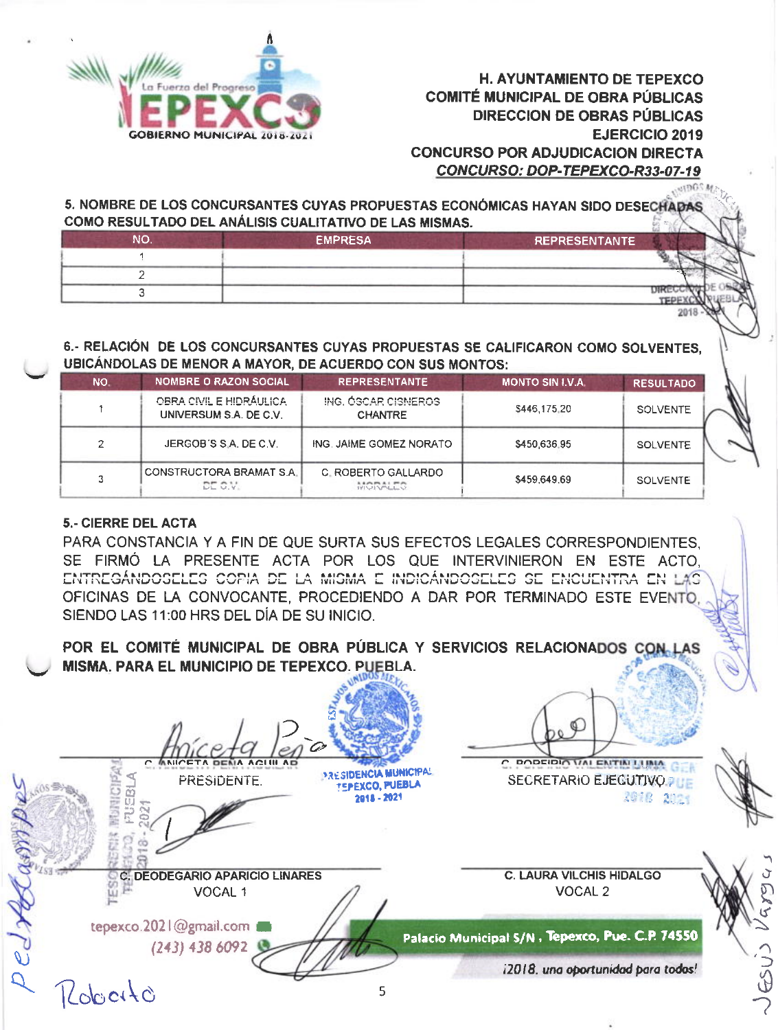H. AYUNTAMIENTO DE TEPEXCO
COMITÉ MUNICIPAL DE OBRA PÚBLICAS
DIRECCION DE OBRAS PÚBLICAS
EJERCICIO 2019
CONCURSO POR ADJUDICACION DIRECTA
***CONCURSO: DOP-TEPEXCO-R33-07-19***

**5. NOMBRE DE LOS CONCURSANTES CUYAS PROPUESTAS ECONÓMICAS HAYAN SIDO DESECHADAS COMO RESULTADO DEL ANÁLISIS CUALITATIVO DE LAS MISMAS.**

| NO. | EMPRESA | REPRESENTANTE |
|---|---|---|
| 1 | | |
| 2 | | |
| 3 | | |

**6.- RELACIÓN DE LOS CONCURSANTES CUYAS PROPUESTAS SE CALIFICARON COMO SOLVENTES, UBICÁNDOLAS DE MENOR A MAYOR, DE ACUERDO CON SUS MONTOS:**

| NO. | NOMBRE O RAZON SOCIAL | REPRESENTANTE | MONTO SIN I.V.A. | RESULTADO |
|---|---|---|---|---|
| 1 | OBRA CIVIL E HIDRÁULICA UNIVERSUM S.A. DE C.V. | ING. ÓSCAR CISNEROS CHANTRE | $446,175.20 | SOLVENTE |
| 2 | JERGOB'S S.A. DE C.V. | ING. JAIME GOMEZ NORATO | $450,636.95 | SOLVENTE |
| 3 | CONSTRUCTORA BRAMAT S.A. DE C.V. | C. ROBERTO GALLARDO MORALES | $459,649.69 | SOLVENTE |

**5.- CIERRE DEL ACTA**

PARA CONSTANCIA Y A FIN DE QUE SURTA SUS EFECTOS LEGALES CORRESPONDIENTES, SE FIRMÓ LA PRESENTE ACTA POR LOS QUE INTERVINIERON EN ESTE ACTO, ENTREGÁNDOSELES COPIA DE LA MISMA E INDICÁNDOSELES SE ENCUENTRA EN LAS OFICINAS DE LA CONVOCANTE, PROCEDIENDO A DAR POR TERMINADO ESTE EVENTO, SIENDO LAS 11:00 HRS DEL DÍA DE SU INICIO.

**POR EL COMITÉ MUNICIPAL DE OBRA PÚBLICA Y SERVICIOS RELACIONADOS CON LAS MISMA. PARA EL MUNICIPIO DE TEPEXCO. PUEBLA.**

C. ANICETA PEÑA AGUILAR
PRESIDENTE.

C. PORFIRIO VALENTIN LUNA
SECRETARIO EJECUTIVO.

C. DEODEGARIO APARICIO LINARES
VOCAL 1

C. LAURA VILCHIS HIDALGO
VOCAL 2

tepexco.2021@gmail.com
(243) 438 6092

Palacio Municipal S/N , Tepexco, Pue. C.P. 74550

*¡2018. una oportunidad para todos!*